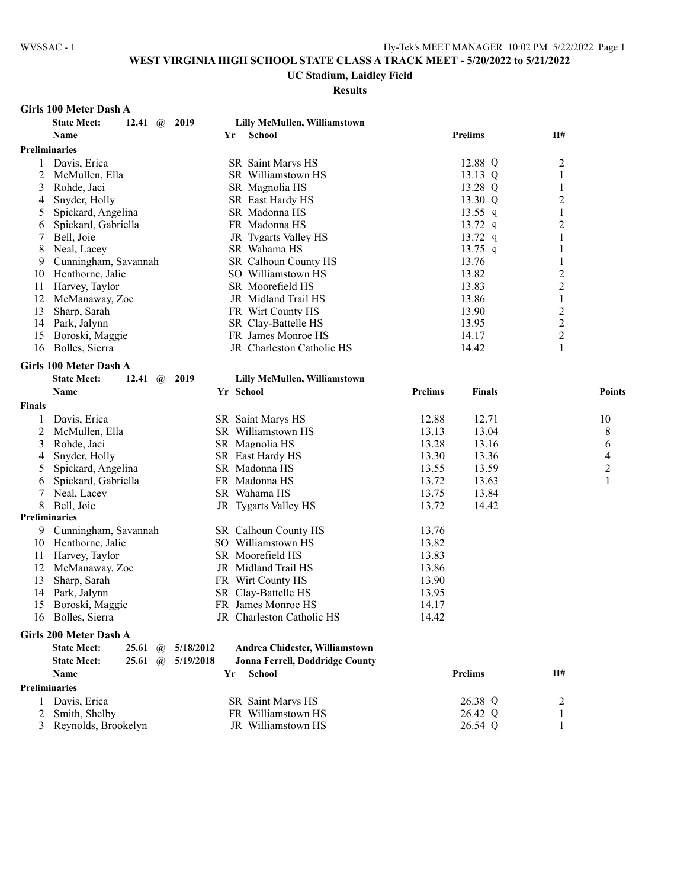# WEST VIRGINIA HIGH SCHOOL STATE CLASS A TRACK MEET - 5/20/2022 to 5/21/2022

## UC Stadium, Laidley Field

### Results

**Girls 100 Meter Dash A**

**State Meet: 12.41 @ 2019 Lilly McMullen, Williamstown**

| | Name | Yr | School | Prelims | H# |
|---|---|---|---|---|---|
| **Preliminaries** | | | | | |
| 1 | Davis, Erica | SR | Saint Marys HS | 12.88 Q | 2 |
| 2 | McMullen, Ella | SR | Williamstown HS | 13.13 Q | 1 |
| 3 | Rohde, Jaci | SR | Magnolia HS | 13.28 Q | 1 |
| 4 | Snyder, Holly | SR | East Hardy HS | 13.30 Q | 2 |
| 5 | Spickard, Angelina | SR | Madonna HS | 13.55 q | 1 |
| 6 | Spickard, Gabriella | FR | Madonna HS | 13.72 q | 2 |
| 7 | Bell, Joie | JR | Tygarts Valley HS | 13.72 q | 1 |
| 8 | Neal, Lacey | SR | Wahama HS | 13.75 q | 1 |
| 9 | Cunningham, Savannah | SR | Calhoun County HS | 13.76 | 1 |
| 10 | Henthorne, Jalie | SO | Williamstown HS | 13.82 | 2 |
| 11 | Harvey, Taylor | SR | Moorefield HS | 13.83 | 2 |
| 12 | McManaway, Zoe | JR | Midland Trail HS | 13.86 | 1 |
| 13 | Sharp, Sarah | FR | Wirt County HS | 13.90 | 2 |
| 14 | Park, Jalynn | SR | Clay-Battelle HS | 13.95 | 2 |
| 15 | Boroski, Maggie | FR | James Monroe HS | 14.17 | 2 |
| 16 | Bolles, Sierra | JR | Charleston Catholic HS | 14.42 | 1 |

**Girls 100 Meter Dash A**

**State Meet: 12.41 @ 2019 Lilly McMullen, Williamstown**

| | Name | Yr | School | Prelims | Finals | Points |
|---|---|---|---|---|---|---|
| **Finals** | | | | | | |
| 1 | Davis, Erica | SR | Saint Marys HS | 12.88 | 12.71 | 10 |
| 2 | McMullen, Ella | SR | Williamstown HS | 13.13 | 13.04 | 8 |
| 3 | Rohde, Jaci | SR | Magnolia HS | 13.28 | 13.16 | 6 |
| 4 | Snyder, Holly | SR | East Hardy HS | 13.30 | 13.36 | 4 |
| 5 | Spickard, Angelina | SR | Madonna HS | 13.55 | 13.59 | 2 |
| 6 | Spickard, Gabriella | FR | Madonna HS | 13.72 | 13.63 | 1 |
| 7 | Neal, Lacey | SR | Wahama HS | 13.75 | 13.84 | |
| 8 | Bell, Joie | JR | Tygarts Valley HS | 13.72 | 14.42 | |
| **Preliminaries** | | | | | | |
| 9 | Cunningham, Savannah | SR | Calhoun County HS | 13.76 | | |
| 10 | Henthorne, Jalie | SO | Williamstown HS | 13.82 | | |
| 11 | Harvey, Taylor | SR | Moorefield HS | 13.83 | | |
| 12 | McManaway, Zoe | JR | Midland Trail HS | 13.86 | | |
| 13 | Sharp, Sarah | FR | Wirt County HS | 13.90 | | |
| 14 | Park, Jalynn | SR | Clay-Battelle HS | 13.95 | | |
| 15 | Boroski, Maggie | FR | James Monroe HS | 14.17 | | |
| 16 | Bolles, Sierra | JR | Charleston Catholic HS | 14.42 | | |

**Girls 200 Meter Dash A**

**State Meet: 25.61 @ 5/18/2012 Andrea Chidester, Williamstown**

**State Meet: 25.61 @ 5/19/2018 Jonna Ferrell, Doddridge County**

| | Name | Yr | School | Prelims | H# |
|---|---|---|---|---|---|
| **Preliminaries** | | | | | |
| 1 | Davis, Erica | SR | Saint Marys HS | 26.38 Q | 2 |
| 2 | Smith, Shelby | FR | Williamstown HS | 26.42 Q | 1 |
| 3 | Reynolds, Brookelyn | JR | Williamstown HS | 26.54 Q | 1 |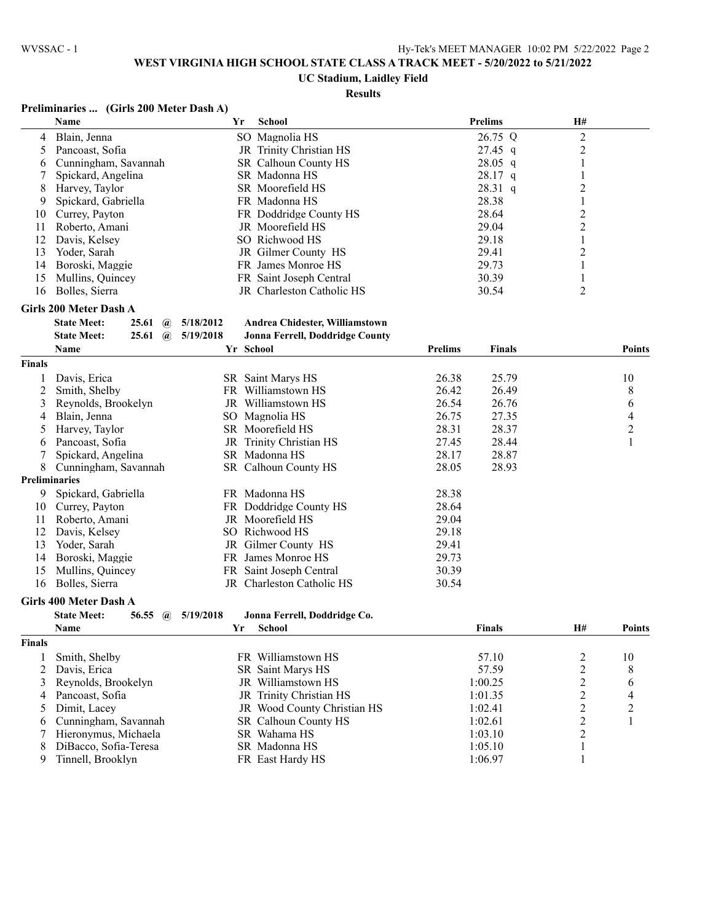# WEST VIRGINIA HIGH SCHOOL STATE CLASS A TRACK MEET - 5/20/2022 to 5/21/2022

## UC Stadium, Laidley Field

### Results

**Preliminaries ... (Girls 200 Meter Dash A)**

| | Name | Yr | School | Prelims | H# |
|---|---|---|---|---|---|
| 4 | Blain, Jenna | SO | Magnolia HS | 26.75 Q | 2 |
| 5 | Pancoast, Sofia | JR | Trinity Christian HS | 27.45 q | 2 |
| 6 | Cunningham, Savannah | SR | Calhoun County HS | 28.05 q | 1 |
| 7 | Spickard, Angelina | SR | Madonna HS | 28.17 q | 1 |
| 8 | Harvey, Taylor | SR | Moorefield HS | 28.31 q | 2 |
| 9 | Spickard, Gabriella | FR | Madonna HS | 28.38 | 1 |
| 10 | Currey, Payton | FR | Doddridge County HS | 28.64 | 2 |
| 11 | Roberto, Amani | JR | Moorefield HS | 29.04 | 2 |
| 12 | Davis, Kelsey | SO | Richwood HS | 29.18 | 1 |
| 13 | Yoder, Sarah | JR | Gilmer County HS | 29.41 | 2 |
| 14 | Boroski, Maggie | FR | James Monroe HS | 29.73 | 1 |
| 15 | Mullins, Quincey | FR | Saint Joseph Central | 30.39 | 1 |
| 16 | Bolles, Sierra | JR | Charleston Catholic HS | 30.54 | 2 |

**Girls 200 Meter Dash A**

State Meet: 25.61 @ 5/18/2012 Andrea Chidester, Williamstown
State Meet: 25.61 @ 5/19/2018 Jonna Ferrell, Doddridge County

| | Name | Yr | School | Prelims | Finals | Points |
|---|---|---|---|---|---|---|
| **Finals** | | | | | | |
| 1 | Davis, Erica | SR | Saint Marys HS | 26.38 | 25.79 | 10 |
| 2 | Smith, Shelby | FR | Williamstown HS | 26.42 | 26.49 | 8 |
| 3 | Reynolds, Brookelyn | JR | Williamstown HS | 26.54 | 26.76 | 6 |
| 4 | Blain, Jenna | SO | Magnolia HS | 26.75 | 27.35 | 4 |
| 5 | Harvey, Taylor | SR | Moorefield HS | 28.31 | 28.37 | 2 |
| 6 | Pancoast, Sofia | JR | Trinity Christian HS | 27.45 | 28.44 | 1 |
| 7 | Spickard, Angelina | SR | Madonna HS | 28.17 | 28.87 | |
| 8 | Cunningham, Savannah | SR | Calhoun County HS | 28.05 | 28.93 | |
| **Preliminaries** | | | | | | |
| 9 | Spickard, Gabriella | FR | Madonna HS | 28.38 | | |
| 10 | Currey, Payton | FR | Doddridge County HS | 28.64 | | |
| 11 | Roberto, Amani | JR | Moorefield HS | 29.04 | | |
| 12 | Davis, Kelsey | SO | Richwood HS | 29.18 | | |
| 13 | Yoder, Sarah | JR | Gilmer County HS | 29.41 | | |
| 14 | Boroski, Maggie | FR | James Monroe HS | 29.73 | | |
| 15 | Mullins, Quincey | FR | Saint Joseph Central | 30.39 | | |
| 16 | Bolles, Sierra | JR | Charleston Catholic HS | 30.54 | | |

**Girls 400 Meter Dash A**

State Meet: 56.55 @ 5/19/2018 Jonna Ferrell, Doddridge Co.

| | Name | Yr | School | Finals | H# | Points |
|---|---|---|---|---|---|---|
| **Finals** | | | | | | |
| 1 | Smith, Shelby | FR | Williamstown HS | 57.10 | 2 | 10 |
| 2 | Davis, Erica | SR | Saint Marys HS | 57.59 | 2 | 8 |
| 3 | Reynolds, Brookelyn | JR | Williamstown HS | 1:00.25 | 2 | 6 |
| 4 | Pancoast, Sofia | JR | Trinity Christian HS | 1:01.35 | 2 | 4 |
| 5 | Dimit, Lacey | JR | Wood County Christian HS | 1:02.41 | 2 | 2 |
| 6 | Cunningham, Savannah | SR | Calhoun County HS | 1:02.61 | 2 | 1 |
| 7 | Hieronymus, Michaela | SR | Wahama HS | 1:03.10 | 2 | |
| 8 | DiBacco, Sofia-Teresa | SR | Madonna HS | 1:05.10 | 1 | |
| 9 | Tinnell, Brooklyn | FR | East Hardy HS | 1:06.97 | 1 | |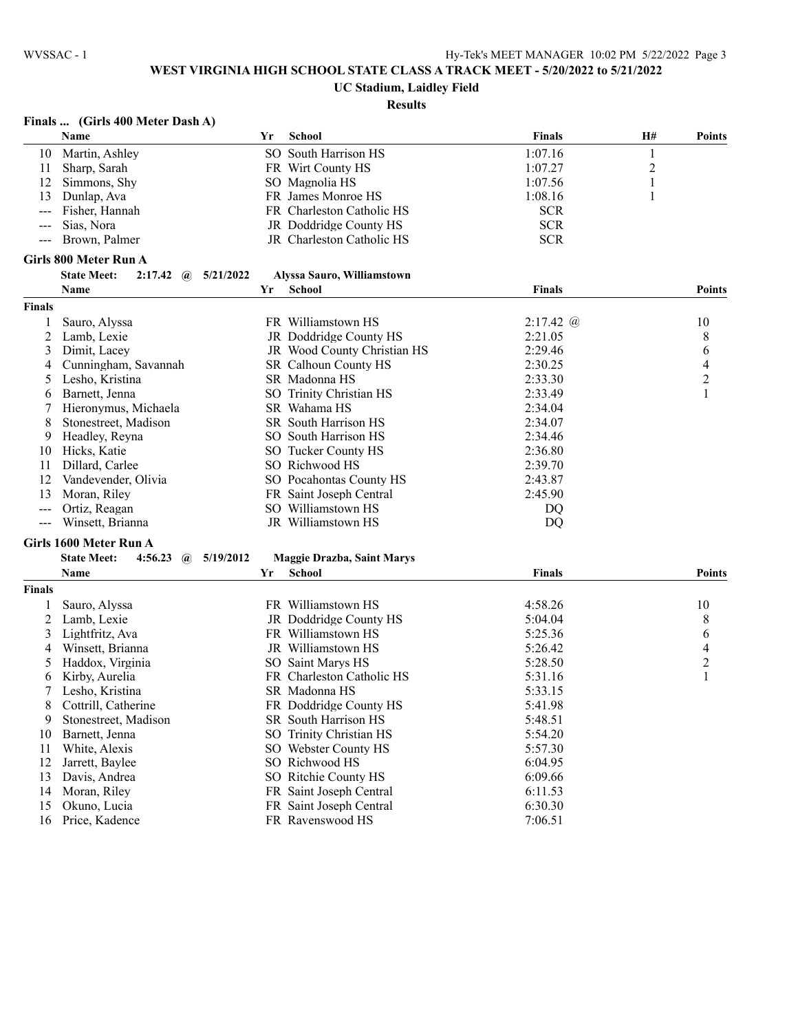# WEST VIRGINIA HIGH SCHOOL STATE CLASS A TRACK MEET - 5/20/2022 to 5/21/2022

## UC Stadium, Laidley Field

### Results

**Finals ... (Girls 400 Meter Dash A)**

| | Name | Yr | School | Finals | H# | Points |
|---|---|---|---|---|---|---|
| 10 | Martin, Ashley | SO | South Harrison HS | 1:07.16 | 1 | |
| 11 | Sharp, Sarah | FR | Wirt County HS | 1:07.27 | 2 | |
| 12 | Simmons, Shy | SO | Magnolia HS | 1:07.56 | 1 | |
| 13 | Dunlap, Ava | FR | James Monroe HS | 1:08.16 | 1 | |
| --- | Fisher, Hannah | FR | Charleston Catholic HS | SCR | | |
| --- | Sias, Nora | JR | Doddridge County HS | SCR | | |
| --- | Brown, Palmer | JR | Charleston Catholic HS | SCR | | |

**Girls 800 Meter Run A**

State Meet: 2:17.42 @ 5/21/2022 Alyssa Sauro, Williamstown

| | Name | Yr | School | Finals | Points |
|---|---|---|---|---|---|
| **Finals** | | | | | |
| 1 | Sauro, Alyssa | FR | Williamstown HS | 2:17.42 @ | 10 |
| 2 | Lamb, Lexie | JR | Doddridge County HS | 2:21.05 | 8 |
| 3 | Dimit, Lacey | JR | Wood County Christian HS | 2:29.46 | 6 |
| 4 | Cunningham, Savannah | SR | Calhoun County HS | 2:30.25 | 4 |
| 5 | Lesho, Kristina | SR | Madonna HS | 2:33.30 | 2 |
| 6 | Barnett, Jenna | SO | Trinity Christian HS | 2:33.49 | 1 |
| 7 | Hieronymus, Michaela | SR | Wahama HS | 2:34.04 | |
| 8 | Stonestreet, Madison | SR | South Harrison HS | 2:34.07 | |
| 9 | Headley, Reyna | SO | South Harrison HS | 2:34.46 | |
| 10 | Hicks, Katie | SO | Tucker County HS | 2:36.80 | |
| 11 | Dillard, Carlee | SO | Richwood HS | 2:39.70 | |
| 12 | Vandevender, Olivia | SO | Pocahontas County HS | 2:43.87 | |
| 13 | Moran, Riley | FR | Saint Joseph Central | 2:45.90 | |
| --- | Ortiz, Reagan | SO | Williamstown HS | DQ | |
| --- | Winsett, Brianna | JR | Williamstown HS | DQ | |

**Girls 1600 Meter Run A**

State Meet: 4:56.23 @ 5/19/2012 Maggie Drazba, Saint Marys

| | Name | Yr | School | Finals | Points |
|---|---|---|---|---|---|
| **Finals** | | | | | |
| 1 | Sauro, Alyssa | FR | Williamstown HS | 4:58.26 | 10 |
| 2 | Lamb, Lexie | JR | Doddridge County HS | 5:04.04 | 8 |
| 3 | Lightfritz, Ava | FR | Williamstown HS | 5:25.36 | 6 |
| 4 | Winsett, Brianna | JR | Williamstown HS | 5:26.42 | 4 |
| 5 | Haddox, Virginia | SO | Saint Marys HS | 5:28.50 | 2 |
| 6 | Kirby, Aurelia | FR | Charleston Catholic HS | 5:31.16 | 1 |
| 7 | Lesho, Kristina | SR | Madonna HS | 5:33.15 | |
| 8 | Cottrill, Catherine | FR | Doddridge County HS | 5:41.98 | |
| 9 | Stonestreet, Madison | SR | South Harrison HS | 5:48.51 | |
| 10 | Barnett, Jenna | SO | Trinity Christian HS | 5:54.20 | |
| 11 | White, Alexis | SO | Webster County HS | 5:57.30 | |
| 12 | Jarrett, Baylee | SO | Richwood HS | 6:04.95 | |
| 13 | Davis, Andrea | SO | Ritchie County HS | 6:09.66 | |
| 14 | Moran, Riley | FR | Saint Joseph Central | 6:11.53 | |
| 15 | Okuno, Lucia | FR | Saint Joseph Central | 6:30.30 | |
| 16 | Price, Kadence | FR | Ravenswood HS | 7:06.51 | |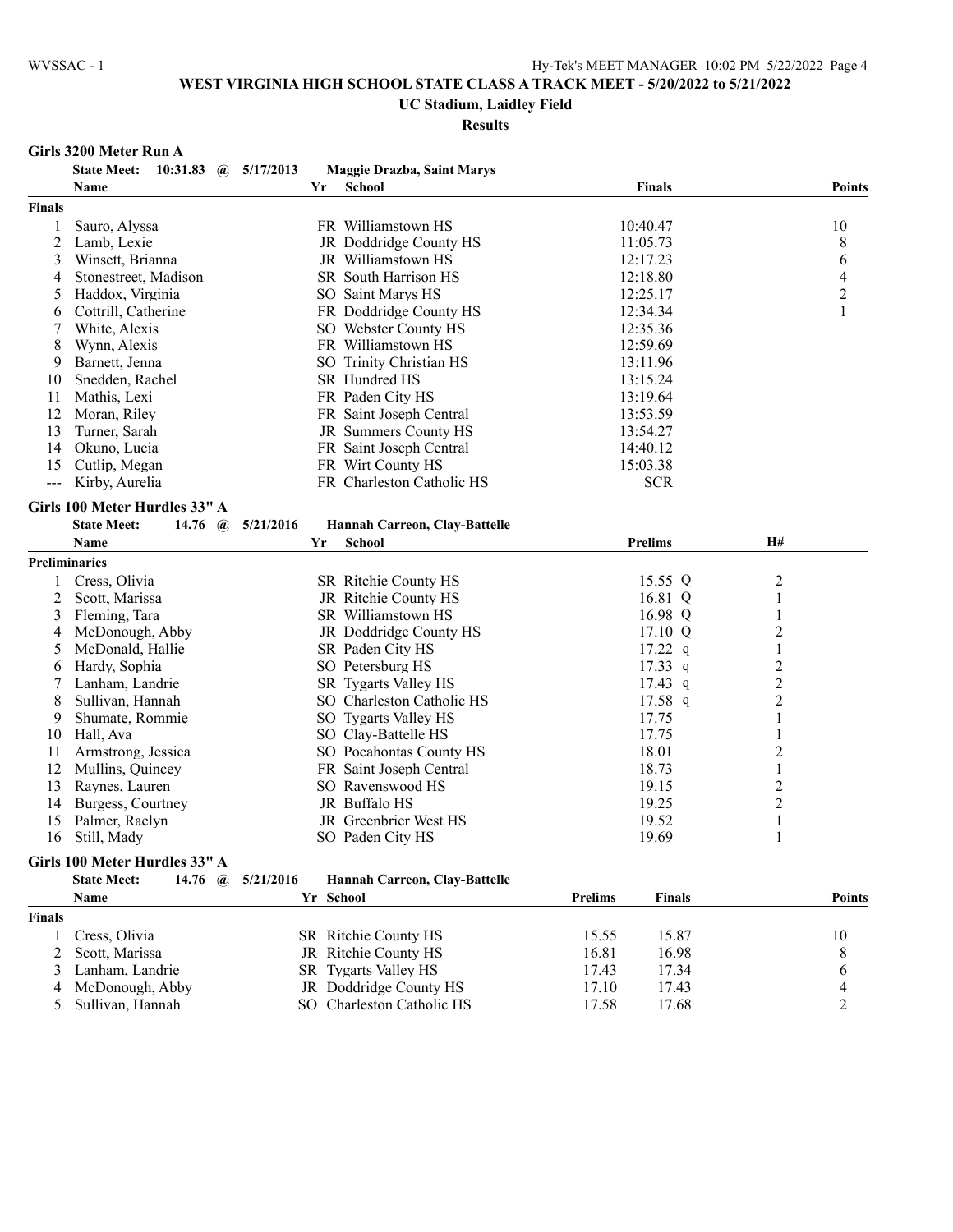# WEST VIRGINIA HIGH SCHOOL STATE CLASS A TRACK MEET - 5/20/2022 to 5/21/2022

## UC Stadium, Laidley Field

### Results

**Girls 3200 Meter Run A**

State Meet: 10:31.83 @ 5/17/2013 Maggie Drazba, Saint Marys

| | Name | Yr | School | Finals | Points |
|---|---|---|---|---|---|
| **Finals** | | | | | |
| 1 | Sauro, Alyssa | FR | Williamstown HS | 10:40.47 | 10 |
| 2 | Lamb, Lexie | JR | Doddridge County HS | 11:05.73 | 8 |
| 3 | Winsett, Brianna | JR | Williamstown HS | 12:17.23 | 6 |
| 4 | Stonestreet, Madison | SR | South Harrison HS | 12:18.80 | 4 |
| 5 | Haddox, Virginia | SO | Saint Marys HS | 12:25.17 | 2 |
| 6 | Cottrill, Catherine | FR | Doddridge County HS | 12:34.34 | 1 |
| 7 | White, Alexis | SO | Webster County HS | 12:35.36 | |
| 8 | Wynn, Alexis | FR | Williamstown HS | 12:59.69 | |
| 9 | Barnett, Jenna | SO | Trinity Christian HS | 13:11.96 | |
| 10 | Snedden, Rachel | SR | Hundred HS | 13:15.24 | |
| 11 | Mathis, Lexi | FR | Paden City HS | 13:19.64 | |
| 12 | Moran, Riley | FR | Saint Joseph Central | 13:53.59 | |
| 13 | Turner, Sarah | JR | Summers County HS | 13:54.27 | |
| 14 | Okuno, Lucia | FR | Saint Joseph Central | 14:40.12 | |
| 15 | Cutlip, Megan | FR | Wirt County HS | 15:03.38 | |
| --- | Kirby, Aurelia | FR | Charleston Catholic HS | SCR | |

**Girls 100 Meter Hurdles 33" A**

State Meet: 14.76 @ 5/21/2016 Hannah Carreon, Clay-Battelle

| | Name | Yr | School | Prelims | H# |
|---|---|---|---|---|---|
| **Preliminaries** | | | | | |
| 1 | Cress, Olivia | SR | Ritchie County HS | 15.55 Q | 2 |
| 2 | Scott, Marissa | JR | Ritchie County HS | 16.81 Q | 1 |
| 3 | Fleming, Tara | SR | Williamstown HS | 16.98 Q | 1 |
| 4 | McDonough, Abby | JR | Doddridge County HS | 17.10 Q | 2 |
| 5 | McDonald, Hallie | SR | Paden City HS | 17.22 q | 1 |
| 6 | Hardy, Sophia | SO | Petersburg HS | 17.33 q | 2 |
| 7 | Lanham, Landrie | SR | Tygarts Valley HS | 17.43 q | 2 |
| 8 | Sullivan, Hannah | SO | Charleston Catholic HS | 17.58 q | 2 |
| 9 | Shumate, Rommie | SO | Tygarts Valley HS | 17.75 | 1 |
| 10 | Hall, Ava | SO | Clay-Battelle HS | 17.75 | 1 |
| 11 | Armstrong, Jessica | SO | Pocahontas County HS | 18.01 | 2 |
| 12 | Mullins, Quincey | FR | Saint Joseph Central | 18.73 | 1 |
| 13 | Raynes, Lauren | SO | Ravenswood HS | 19.15 | 2 |
| 14 | Burgess, Courtney | JR | Buffalo HS | 19.25 | 2 |
| 15 | Palmer, Raelyn | JR | Greenbrier West HS | 19.52 | 1 |
| 16 | Still, Mady | SO | Paden City HS | 19.69 | 1 |

**Girls 100 Meter Hurdles 33" A**

State Meet: 14.76 @ 5/21/2016 Hannah Carreon, Clay-Battelle

| | Name | Yr | School | Prelims | Finals | Points |
|---|---|---|---|---|---|---|
| **Finals** | | | | | | |
| 1 | Cress, Olivia | SR | Ritchie County HS | 15.55 | 15.87 | 10 |
| 2 | Scott, Marissa | JR | Ritchie County HS | 16.81 | 16.98 | 8 |
| 3 | Lanham, Landrie | SR | Tygarts Valley HS | 17.43 | 17.34 | 6 |
| 4 | McDonough, Abby | JR | Doddridge County HS | 17.10 | 17.43 | 4 |
| 5 | Sullivan, Hannah | SO | Charleston Catholic HS | 17.58 | 17.68 | 2 |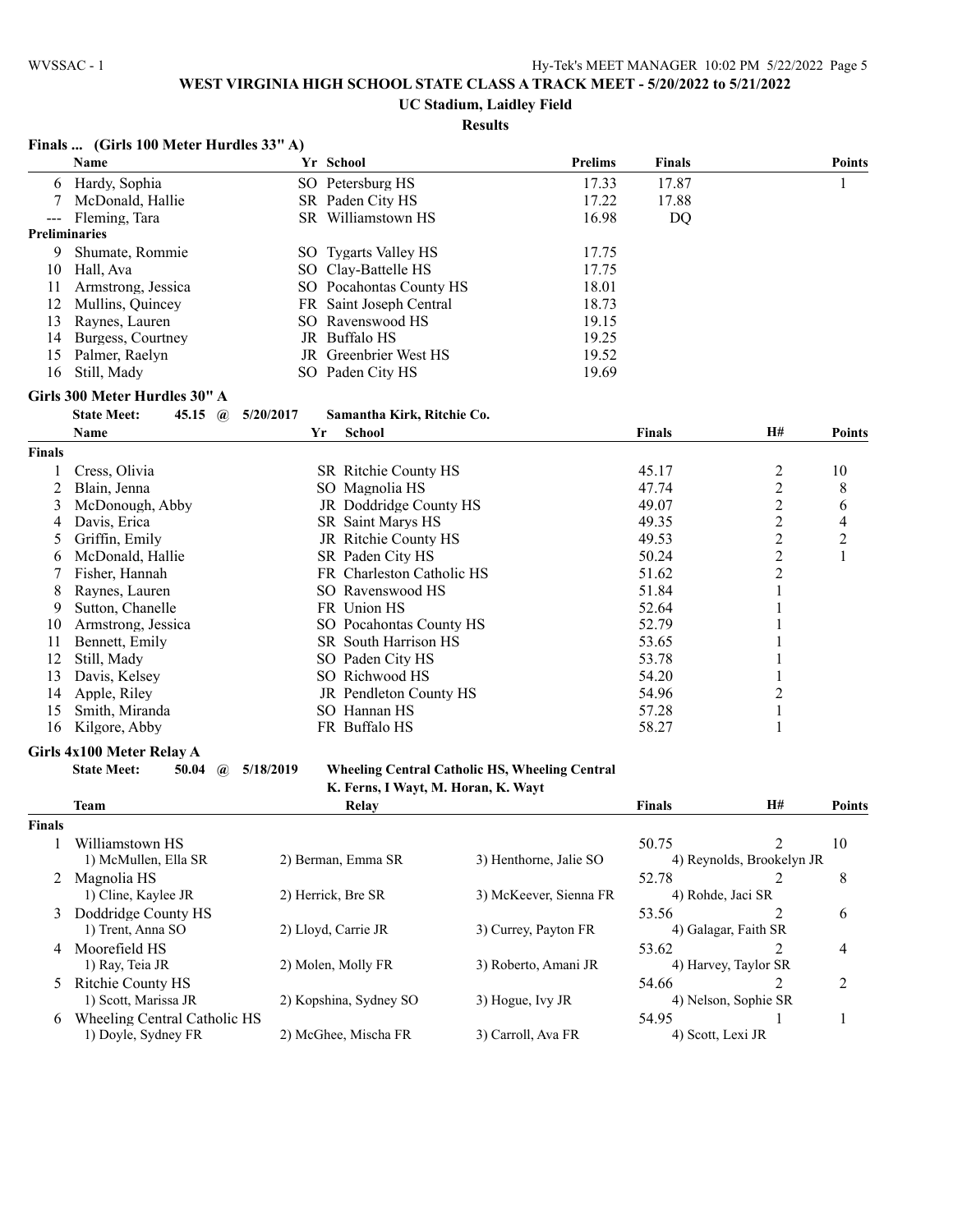# WEST VIRGINIA HIGH SCHOOL STATE CLASS A TRACK MEET - 5/20/2022 to 5/21/2022

## UC Stadium, Laidley Field

### Results

### Finals ... (Girls 100 Meter Hurdles 33" A)

| | Name | Yr | School | Prelims | Finals | Points |
|---|---|---|---|---|---|---|
| 6 | Hardy, Sophia | SO | Petersburg HS | 17.33 | 17.87 | 1 |
| 7 | McDonald, Hallie | SR | Paden City HS | 17.22 | 17.88 | |
| --- | Fleming, Tara | SR | Williamstown HS | 16.98 | DQ | |
| **Preliminaries** | | | | | | |
| 9 | Shumate, Rommie | SO | Tygarts Valley HS | 17.75 | | |
| 10 | Hall, Ava | SO | Clay-Battelle HS | 17.75 | | |
| 11 | Armstrong, Jessica | SO | Pocahontas County HS | 18.01 | | |
| 12 | Mullins, Quincey | FR | Saint Joseph Central | 18.73 | | |
| 13 | Raynes, Lauren | SO | Ravenswood HS | 19.15 | | |
| 14 | Burgess, Courtney | JR | Buffalo HS | 19.25 | | |
| 15 | Palmer, Raelyn | JR | Greenbrier West HS | 19.52 | | |
| 16 | Still, Mady | SO | Paden City HS | 19.69 | | |

### Girls 300 Meter Hurdles 30" A

**State Meet:** 45.15 @ 5/20/2017 Samantha Kirk, Ritchie Co.

| | Name | Yr | School | Finals | H# | Points |
|---|---|---|---|---|---|---|
| **Finals** | | | | | | |
| 1 | Cress, Olivia | SR | Ritchie County HS | 45.17 | 2 | 10 |
| 2 | Blain, Jenna | SO | Magnolia HS | 47.74 | 2 | 8 |
| 3 | McDonough, Abby | JR | Doddridge County HS | 49.07 | 2 | 6 |
| 4 | Davis, Erica | SR | Saint Marys HS | 49.35 | 2 | 4 |
| 5 | Griffin, Emily | JR | Ritchie County HS | 49.53 | 2 | 2 |
| 6 | McDonald, Hallie | SR | Paden City HS | 50.24 | 2 | 1 |
| 7 | Fisher, Hannah | FR | Charleston Catholic HS | 51.62 | 2 | |
| 8 | Raynes, Lauren | SO | Ravenswood HS | 51.84 | 1 | |
| 9 | Sutton, Chanelle | FR | Union HS | 52.64 | 1 | |
| 10 | Armstrong, Jessica | SO | Pocahontas County HS | 52.79 | 1 | |
| 11 | Bennett, Emily | SR | South Harrison HS | 53.65 | 1 | |
| 12 | Still, Mady | SO | Paden City HS | 53.78 | 1 | |
| 13 | Davis, Kelsey | SO | Richwood HS | 54.20 | 1 | |
| 14 | Apple, Riley | JR | Pendleton County HS | 54.96 | 2 | |
| 15 | Smith, Miranda | SO | Hannan HS | 57.28 | 1 | |
| 16 | Kilgore, Abby | FR | Buffalo HS | 58.27 | 1 | |

### Girls 4x100 Meter Relay A

**State Meet:** 50.04 @ 5/18/2019 Wheeling Central Catholic HS, Wheeling Central
K. Ferns, I Wayt, M. Horan, K. Wayt

| | Team | Relay | | Finals | H# | Points |
|---|---|---|---|---|---|---|
| **Finals** | | | | | | |
| 1 | Williamstown HS | | | 50.75 | 2 | 10 |
| | 1) McMullen, Ella SR | 2) Berman, Emma SR | 3) Henthorne, Jalie SO | 4) Reynolds, Brookelyn JR | | |
| 2 | Magnolia HS | | | 52.78 | 2 | 8 |
| | 1) Cline, Kaylee JR | 2) Herrick, Bre SR | 3) McKeever, Sienna FR | 4) Rohde, Jaci SR | | |
| 3 | Doddridge County HS | | | 53.56 | 2 | 6 |
| | 1) Trent, Anna SO | 2) Lloyd, Carrie JR | 3) Currey, Payton FR | 4) Galagar, Faith SR | | |
| 4 | Moorefield HS | | | 53.62 | 2 | 4 |
| | 1) Ray, Teia JR | 2) Molen, Molly FR | 3) Roberto, Amani JR | 4) Harvey, Taylor SR | | |
| 5 | Ritchie County HS | | | 54.66 | 2 | 2 |
| | 1) Scott, Marissa JR | 2) Kopshina, Sydney SO | 3) Hogue, Ivy JR | 4) Nelson, Sophie SR | | |
| 6 | Wheeling Central Catholic HS | | | 54.95 | 1 | 1 |
| | 1) Doyle, Sydney FR | 2) McGhee, Mischa FR | 3) Carroll, Ava FR | 4) Scott, Lexi JR | | |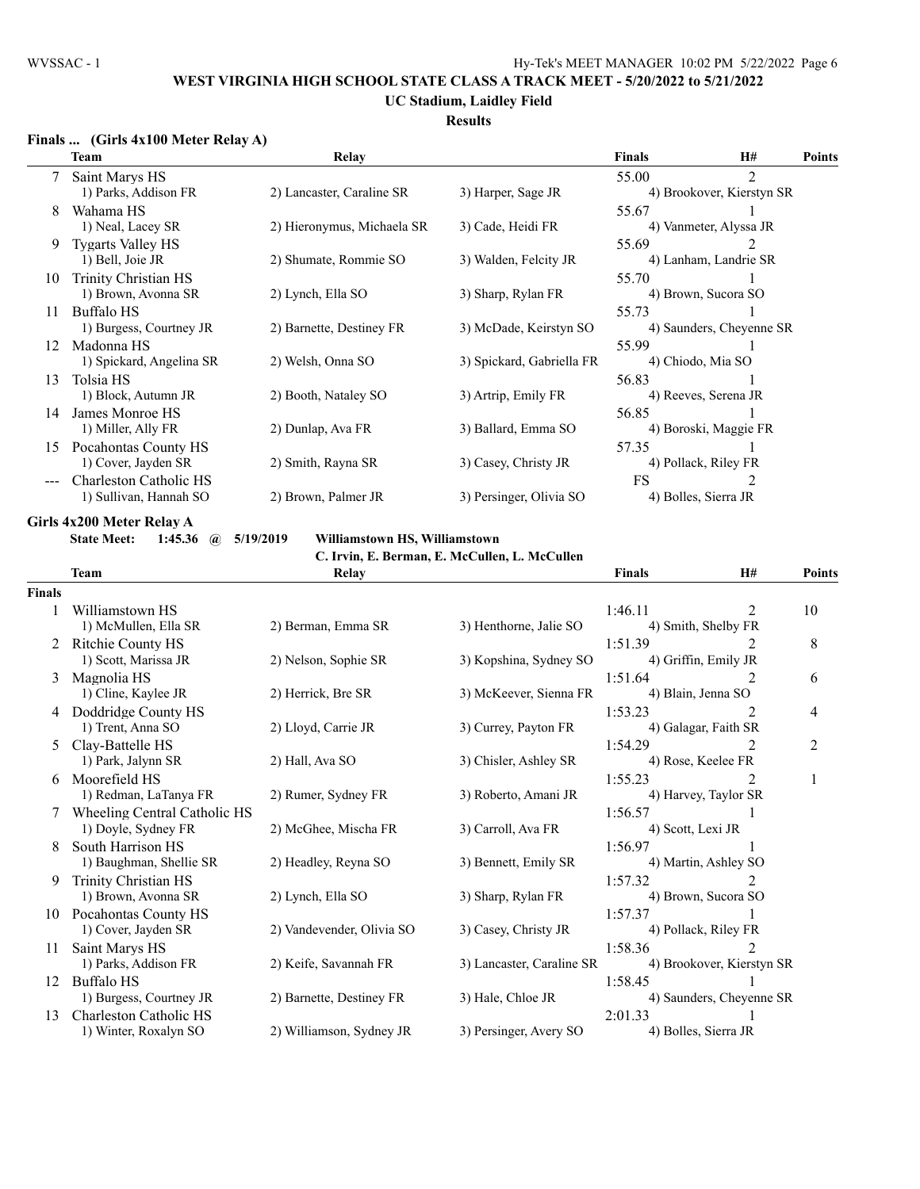# WEST VIRGINIA HIGH SCHOOL STATE CLASS A TRACK MEET - 5/20/2022 to 5/21/2022

## UC Stadium, Laidley Field

### Results

**Finals ... (Girls 4x100 Meter Relay A)**

| | Team | Relay | | | Finals | H# | Points |
|---|---|---|---|---|---|---|---|
| 7 | Saint Marys HS | | | | 55.00 | 2 | |
| | 1) Parks, Addison FR | 2) Lancaster, Caraline SR | 3) Harper, Sage JR | 4) Brookover, Kierstyn SR | | | |
| 8 | Wahama HS | | | | 55.67 | 1 | |
| | 1) Neal, Lacey SR | 2) Hieronymus, Michaela SR | 3) Cade, Heidi FR | 4) Vanmeter, Alyssa JR | | | |
| 9 | Tygarts Valley HS | | | | 55.69 | 2 | |
| | 1) Bell, Joie JR | 2) Shumate, Rommie SO | 3) Walden, Felcity JR | 4) Lanham, Landrie SR | | | |
| 10 | Trinity Christian HS | | | | 55.70 | 1 | |
| | 1) Brown, Avonna SR | 2) Lynch, Ella SO | 3) Sharp, Rylan FR | 4) Brown, Sucora SO | | | |
| 11 | Buffalo HS | | | | 55.73 | 1 | |
| | 1) Burgess, Courtney JR | 2) Barnette, Destiney FR | 3) McDade, Keirstyn SO | 4) Saunders, Cheyenne SR | | | |
| 12 | Madonna HS | | | | 55.99 | 1 | |
| | 1) Spickard, Angelina SR | 2) Welsh, Onna SO | 3) Spickard, Gabriella FR | 4) Chiodo, Mia SO | | | |
| 13 | Tolsia HS | | | | 56.83 | 1 | |
| | 1) Block, Autumn JR | 2) Booth, Nataley SO | 3) Artrip, Emily FR | 4) Reeves, Serena JR | | | |
| 14 | James Monroe HS | | | | 56.85 | 1 | |
| | 1) Miller, Ally FR | 2) Dunlap, Ava FR | 3) Ballard, Emma SO | 4) Boroski, Maggie FR | | | |
| 15 | Pocahontas County HS | | | | 57.35 | 1 | |
| | 1) Cover, Jayden SR | 2) Smith, Rayna SR | 3) Casey, Christy JR | 4) Pollack, Riley FR | | | |
| --- | Charleston Catholic HS | | | | FS | 2 | |
| | 1) Sullivan, Hannah SO | 2) Brown, Palmer JR | 3) Persinger, Olivia SO | 4) Bolles, Sierra JR | | | |

**Girls 4x200 Meter Relay A**

**State Meet: 1:45.36 @ 5/19/2019 Williamstown HS, Williamstown**
**C. Irvin, E. Berman, E. McCullen, L. McCullen**

| | Team | Relay | | | Finals | H# | Points |
|---|---|---|---|---|---|---|---|
| **Finals** | | | | | | | |
| 1 | Williamstown HS | | | | 1:46.11 | 2 | 10 |
| | 1) McMullen, Ella SR | 2) Berman, Emma SR | 3) Henthorne, Jalie SO | 4) Smith, Shelby FR | | | |
| 2 | Ritchie County HS | | | | 1:51.39 | 2 | 8 |
| | 1) Scott, Marissa JR | 2) Nelson, Sophie SR | 3) Kopshina, Sydney SO | 4) Griffin, Emily JR | | | |
| 3 | Magnolia HS | | | | 1:51.64 | 2 | 6 |
| | 1) Cline, Kaylee JR | 2) Herrick, Bre SR | 3) McKeever, Sienna FR | 4) Blain, Jenna SO | | | |
| 4 | Doddridge County HS | | | | 1:53.23 | 2 | 4 |
| | 1) Trent, Anna SO | 2) Lloyd, Carrie JR | 3) Currey, Payton FR | 4) Galagar, Faith SR | | | |
| 5 | Clay-Battelle HS | | | | 1:54.29 | 2 | 2 |
| | 1) Park, Jalynn SR | 2) Hall, Ava SO | 3) Chisler, Ashley SR | 4) Rose, Keelee FR | | | |
| 6 | Moorefield HS | | | | 1:55.23 | 2 | 1 |
| | 1) Redman, LaTanya FR | 2) Rumer, Sydney FR | 3) Roberto, Amani JR | 4) Harvey, Taylor SR | | | |
| 7 | Wheeling Central Catholic HS | | | | 1:56.57 | 1 | |
| | 1) Doyle, Sydney FR | 2) McGhee, Mischa FR | 3) Carroll, Ava FR | 4) Scott, Lexi JR | | | |
| 8 | South Harrison HS | | | | 1:56.97 | 1 | |
| | 1) Baughman, Shellie SR | 2) Headley, Reyna SO | 3) Bennett, Emily SR | 4) Martin, Ashley SO | | | |
| 9 | Trinity Christian HS | | | | 1:57.32 | 2 | |
| | 1) Brown, Avonna SR | 2) Lynch, Ella SO | 3) Sharp, Rylan FR | 4) Brown, Sucora SO | | | |
| 10 | Pocahontas County HS | | | | 1:57.37 | 1 | |
| | 1) Cover, Jayden SR | 2) Vandevender, Olivia SO | 3) Casey, Christy JR | 4) Pollack, Riley FR | | | |
| 11 | Saint Marys HS | | | | 1:58.36 | 2 | |
| | 1) Parks, Addison FR | 2) Keife, Savannah FR | 3) Lancaster, Caraline SR | 4) Brookover, Kierstyn SR | | | |
| 12 | Buffalo HS | | | | 1:58.45 | 1 | |
| | 1) Burgess, Courtney JR | 2) Barnette, Destiney FR | 3) Hale, Chloe JR | 4) Saunders, Cheyenne SR | | | |
| 13 | Charleston Catholic HS | | | | 2:01.33 | 1 | |
| | 1) Winter, Roxalyn SO | 2) Williamson, Sydney JR | 3) Persinger, Avery SO | 4) Bolles, Sierra JR | | | |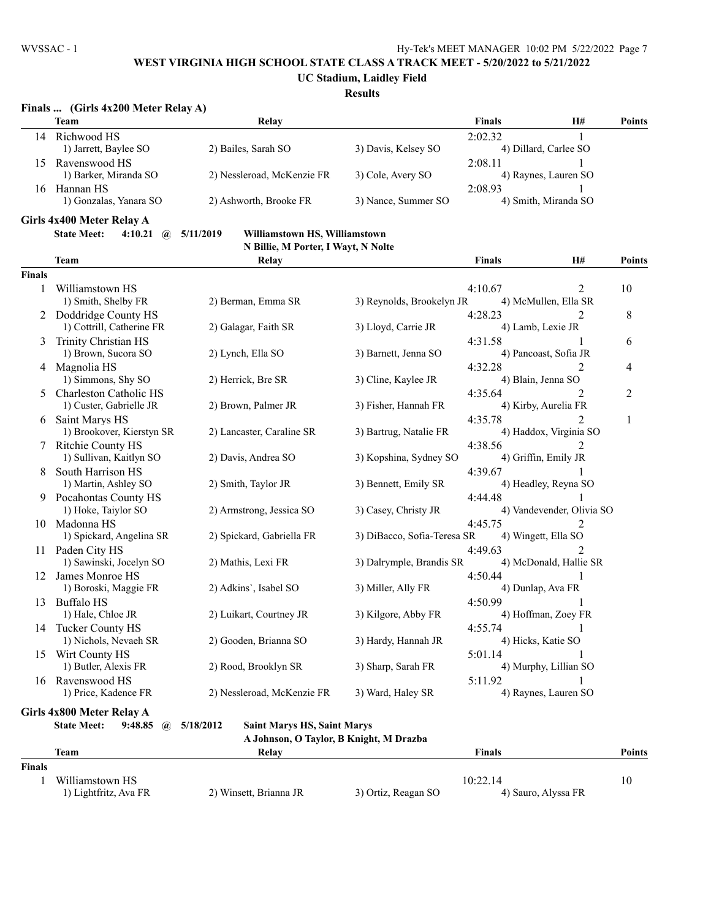**WEST VIRGINIA HIGH SCHOOL STATE CLASS A TRACK MEET - 5/20/2022 to 5/21/2022**

**UC Stadium, Laidley Field**

**Results**

### Finals ... (Girls 4x200 Meter Relay A)

| | Team | Relay | | Finals | H# | Points |
|---|---|---|---|---|---|---|
| 14 | Richwood HS | | | 2:02.32 | 1 | |
| | 1) Jarrett, Baylee SO | 2) Bailes, Sarah SO | 3) Davis, Kelsey SO | 4) Dillard, Carlee SO | | |
| 15 | Ravenswood HS | | | 2:08.11 | 1 | |
| | 1) Barker, Miranda SO | 2) Nessleroad, McKenzie FR | 3) Cole, Avery SO | 4) Raynes, Lauren SO | | |
| 16 | Hannan HS | | | 2:08.93 | 1 | |
| | 1) Gonzalas, Yanara SO | 2) Ashworth, Brooke FR | 3) Nance, Summer SO | 4) Smith, Miranda SO | | |

### Girls 4x400 Meter Relay A

**State Meet: 4:10.21 @ 5/11/2019 Williamstown HS, Williamstown**
**N Billie, M Porter, I Wayt, N Nolte**

| | Team | Relay | | Finals | H# | Points |
|---|---|---|---|---|---|---|
| **Finals** | | | | | | |
| 1 | Williamstown HS | | | 4:10.67 | 2 | 10 |
| | 1) Smith, Shelby FR | 2) Berman, Emma SR | 3) Reynolds, Brookelyn JR | 4) McMullen, Ella SR | | |
| 2 | Doddridge County HS | | | 4:28.23 | 2 | 8 |
| | 1) Cottrill, Catherine FR | 2) Galagar, Faith SR | 3) Lloyd, Carrie JR | 4) Lamb, Lexie JR | | |
| 3 | Trinity Christian HS | | | 4:31.58 | 1 | 6 |
| | 1) Brown, Sucora SO | 2) Lynch, Ella SO | 3) Barnett, Jenna SO | 4) Pancoast, Sofia JR | | |
| 4 | Magnolia HS | | | 4:32.28 | 2 | 4 |
| | 1) Simmons, Shy SO | 2) Herrick, Bre SR | 3) Cline, Kaylee JR | 4) Blain, Jenna SO | | |
| 5 | Charleston Catholic HS | | | 4:35.64 | 2 | 2 |
| | 1) Custer, Gabrielle JR | 2) Brown, Palmer JR | 3) Fisher, Hannah FR | 4) Kirby, Aurelia FR | | |
| 6 | Saint Marys HS | | | 4:35.78 | 2 | 1 |
| | 1) Brookover, Kierstyn SR | 2) Lancaster, Caraline SR | 3) Bartrug, Natalie FR | 4) Haddox, Virginia SO | | |
| 7 | Ritchie County HS | | | 4:38.56 | 2 | |
| | 1) Sullivan, Kaitlyn SO | 2) Davis, Andrea SO | 3) Kopshina, Sydney SO | 4) Griffin, Emily JR | | |
| 8 | South Harrison HS | | | 4:39.67 | 1 | |
| | 1) Martin, Ashley SO | 2) Smith, Taylor JR | 3) Bennett, Emily SR | 4) Headley, Reyna SO | | |
| 9 | Pocahontas County HS | | | 4:44.48 | 1 | |
| | 1) Hoke, Taiylor SO | 2) Armstrong, Jessica SO | 3) Casey, Christy JR | 4) Vandevender, Olivia SO | | |
| 10 | Madonna HS | | | 4:45.75 | 2 | |
| | 1) Spickard, Angelina SR | 2) Spickard, Gabriella FR | 3) DiBacco, Sofia-Teresa SR | 4) Wingett, Ella SO | | |
| 11 | Paden City HS | | | 4:49.63 | 2 | |
| | 1) Sawinski, Jocelyn SO | 2) Mathis, Lexi FR | 3) Dalrymple, Brandis SR | 4) McDonald, Hallie SR | | |
| 12 | James Monroe HS | | | 4:50.44 | 1 | |
| | 1) Boroski, Maggie FR | 2) Adkins`, Isabel SO | 3) Miller, Ally FR | 4) Dunlap, Ava FR | | |
| 13 | Buffalo HS | | | 4:50.99 | 1 | |
| | 1) Hale, Chloe JR | 2) Luikart, Courtney JR | 3) Kilgore, Abby FR | 4) Hoffman, Zoey FR | | |
| 14 | Tucker County HS | | | 4:55.74 | 1 | |
| | 1) Nichols, Nevaeh SR | 2) Gooden, Brianna SO | 3) Hardy, Hannah JR | 4) Hicks, Katie SO | | |
| 15 | Wirt County HS | | | 5:01.14 | 1 | |
| | 1) Butler, Alexis FR | 2) Rood, Brooklyn SR | 3) Sharp, Sarah FR | 4) Murphy, Lillian SO | | |
| 16 | Ravenswood HS | | | 5:11.92 | 1 | |
| | 1) Price, Kadence FR | 2) Nessleroad, McKenzie FR | 3) Ward, Haley SR | 4) Raynes, Lauren SO | | |

### Girls 4x800 Meter Relay A

**State Meet: 9:48.85 @ 5/18/2012 Saint Marys HS, Saint Marys**
**A Johnson, O Taylor, B Knight, M Drazba**

| | Team | Relay | | Finals | Points |
|---|---|---|---|---|---|
| **Finals** | | | | | |
| 1 | Williamstown HS | | | 10:22.14 | 10 |
| | 1) Lightfritz, Ava FR | 2) Winsett, Brianna JR | 3) Ortiz, Reagan SO | 4) Sauro, Alyssa FR | |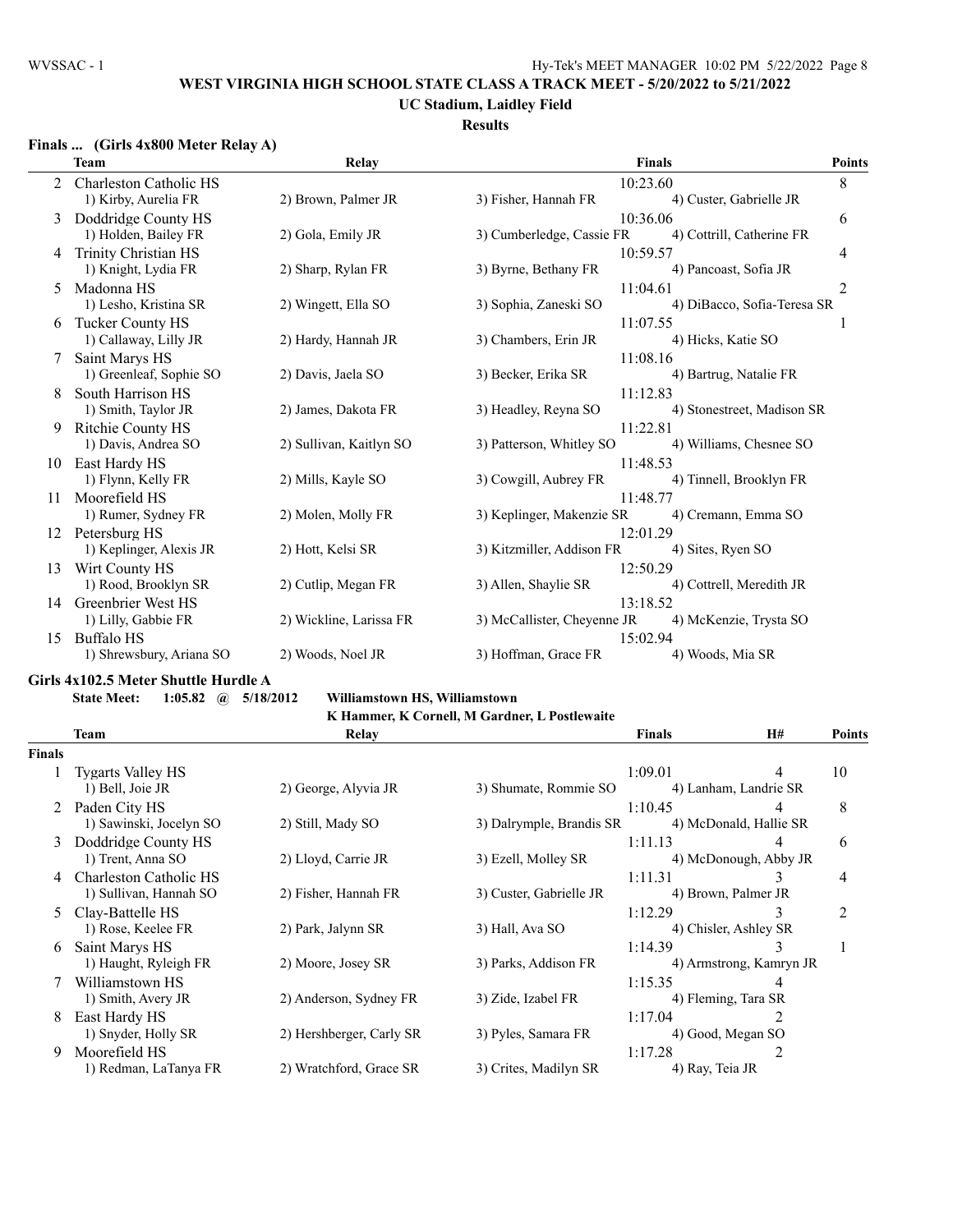WEST VIRGINIA HIGH SCHOOL STATE CLASS A TRACK MEET - 5/20/2022 to 5/21/2022

UC Stadium, Laidley Field

Results

### Finals ... (Girls 4x800 Meter Relay A)

| | Team | Relay | | Finals | Points |
|---|---|---|---|---|---|
| 2 | Charleston Catholic HS | | | 10:23.60 | 8 |
| | 1) Kirby, Aurelia FR | 2) Brown, Palmer JR | 3) Fisher, Hannah FR | 4) Custer, Gabrielle JR | |
| 3 | Doddridge County HS | | | 10:36.06 | 6 |
| | 1) Holden, Bailey FR | 2) Gola, Emily JR | 3) Cumberledge, Cassie FR | 4) Cottrill, Catherine FR | |
| 4 | Trinity Christian HS | | | 10:59.57 | 4 |
| | 1) Knight, Lydia FR | 2) Sharp, Rylan FR | 3) Byrne, Bethany FR | 4) Pancoast, Sofia JR | |
| 5 | Madonna HS | | | 11:04.61 | 2 |
| | 1) Lesho, Kristina SR | 2) Wingett, Ella SO | 3) Sophia, Zaneski SO | 4) DiBacco, Sofia-Teresa SR | |
| 6 | Tucker County HS | | | 11:07.55 | 1 |
| | 1) Callaway, Lilly JR | 2) Hardy, Hannah JR | 3) Chambers, Erin JR | 4) Hicks, Katie SO | |
| 7 | Saint Marys HS | | | 11:08.16 | |
| | 1) Greenleaf, Sophie SO | 2) Davis, Jaela SO | 3) Becker, Erika SR | 4) Bartrug, Natalie FR | |
| 8 | South Harrison HS | | | 11:12.83 | |
| | 1) Smith, Taylor JR | 2) James, Dakota FR | 3) Headley, Reyna SO | 4) Stonestreet, Madison SR | |
| 9 | Ritchie County HS | | | 11:22.81 | |
| | 1) Davis, Andrea SO | 2) Sullivan, Kaitlyn SO | 3) Patterson, Whitley SO | 4) Williams, Chesnee SO | |
| 10 | East Hardy HS | | | 11:48.53 | |
| | 1) Flynn, Kelly FR | 2) Mills, Kayle SO | 3) Cowgill, Aubrey FR | 4) Tinnell, Brooklyn FR | |
| 11 | Moorefield HS | | | 11:48.77 | |
| | 1) Rumer, Sydney FR | 2) Molen, Molly FR | 3) Keplinger, Makenzie SR | 4) Cremann, Emma SO | |
| 12 | Petersburg HS | | | 12:01.29 | |
| | 1) Keplinger, Alexis JR | 2) Hott, Kelsi SR | 3) Kitzmiller, Addison FR | 4) Sites, Ryen SO | |
| 13 | Wirt County HS | | | 12:50.29 | |
| | 1) Rood, Brooklyn SR | 2) Cutlip, Megan FR | 3) Allen, Shaylie SR | 4) Cottrell, Meredith JR | |
| 14 | Greenbrier West HS | | | 13:18.52 | |
| | 1) Lilly, Gabbie FR | 2) Wickline, Larissa FR | 3) McCallister, Cheyenne JR | 4) McKenzie, Trysta SO | |
| 15 | Buffalo HS | | | 15:02.94 | |
| | 1) Shrewsbury, Ariana SO | 2) Woods, Noel JR | 3) Hoffman, Grace FR | 4) Woods, Mia SR | |

### Girls 4x102.5 Meter Shuttle Hurdle A

**State Meet: 1:05.82 @ 5/18/2012 Williamstown HS, Williamstown**
**K Hammer, K Cornell, M Gardner, L Postlewaite**

**Finals**

| | Team | Relay | | Finals | H# | Points |
|---|---|---|---|---|---|---|
| 1 | Tygarts Valley HS | | | 1:09.01 | 4 | 10 |
| | 1) Bell, Joie JR | 2) George, Alyvia JR | 3) Shumate, Rommie SO | 4) Lanham, Landrie SR | | |
| 2 | Paden City HS | | | 1:10.45 | 4 | 8 |
| | 1) Sawinski, Jocelyn SO | 2) Still, Mady SO | 3) Dalrymple, Brandis SR | 4) McDonald, Hallie SR | | |
| 3 | Doddridge County HS | | | 1:11.13 | 4 | 6 |
| | 1) Trent, Anna SO | 2) Lloyd, Carrie JR | 3) Ezell, Molley SR | 4) McDonough, Abby JR | | |
| 4 | Charleston Catholic HS | | | 1:11.31 | 3 | 4 |
| | 1) Sullivan, Hannah SO | 2) Fisher, Hannah FR | 3) Custer, Gabrielle JR | 4) Brown, Palmer JR | | |
| 5 | Clay-Battelle HS | | | 1:12.29 | 3 | 2 |
| | 1) Rose, Keelee FR | 2) Park, Jalynn SR | 3) Hall, Ava SO | 4) Chisler, Ashley SR | | |
| 6 | Saint Marys HS | | | 1:14.39 | 3 | 1 |
| | 1) Haught, Ryleigh FR | 2) Moore, Josey SR | 3) Parks, Addison FR | 4) Armstrong, Kamryn JR | | |
| 7 | Williamstown HS | | | 1:15.35 | 4 | |
| | 1) Smith, Avery JR | 2) Anderson, Sydney FR | 3) Zide, Izabel FR | 4) Fleming, Tara SR | | |
| 8 | East Hardy HS | | | 1:17.04 | 2 | |
| | 1) Snyder, Holly SR | 2) Hershberger, Carly SR | 3) Pyles, Samara FR | 4) Good, Megan SO | | |
| 9 | Moorefield HS | | | 1:17.28 | 2 | |
| | 1) Redman, LaTanya FR | 2) Wratchford, Grace SR | 3) Crites, Madilyn SR | 4) Ray, Teia JR | | |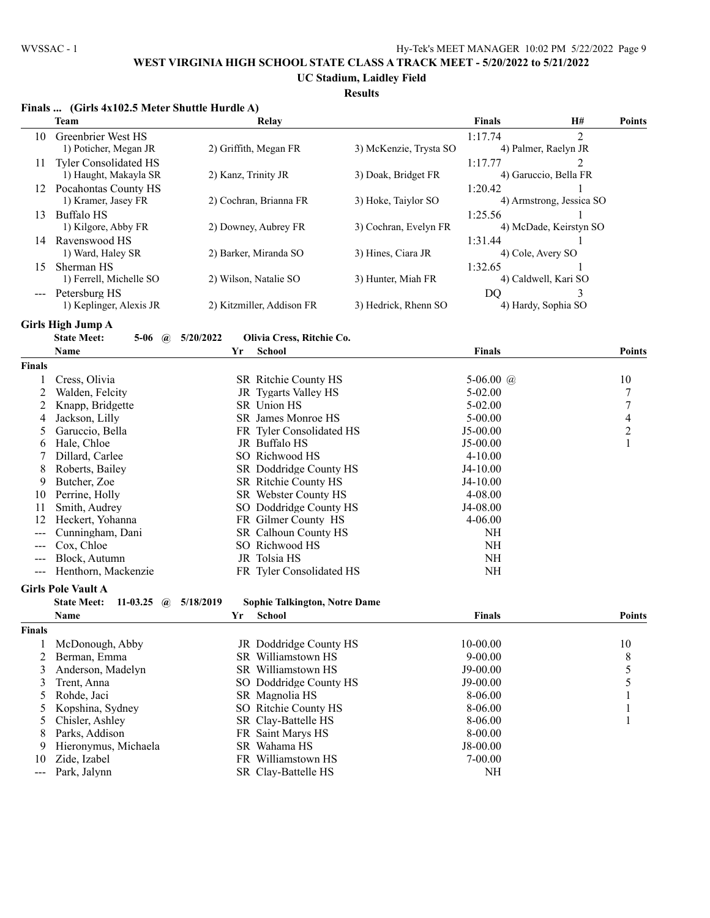**WEST VIRGINIA HIGH SCHOOL STATE CLASS A TRACK MEET - 5/20/2022 to 5/21/2022**

**UC Stadium, Laidley Field**

**Results**

### Finals ... (Girls 4x102.5 Meter Shuttle Hurdle A)

| | Team | Relay | | Finals | H# | Points |
|---|---|---|---|---|---|---|
| 10 | Greenbrier West HS | | | 1:17.74 | 2 | |
| | 1) Poticher, Megan JR | 2) Griffith, Megan FR | 3) McKenzie, Trysta SO | 4) Palmer, Raelyn JR | | |
| 11 | Tyler Consolidated HS | | | 1:17.77 | 2 | |
| | 1) Haught, Makayla SR | 2) Kanz, Trinity JR | 3) Doak, Bridget FR | 4) Garuccio, Bella FR | | |
| 12 | Pocahontas County HS | | | 1:20.42 | 1 | |
| | 1) Kramer, Jasey FR | 2) Cochran, Brianna FR | 3) Hoke, Taiylor SO | 4) Armstrong, Jessica SO | | |
| 13 | Buffalo HS | | | 1:25.56 | 1 | |
| | 1) Kilgore, Abby FR | 2) Downey, Aubrey FR | 3) Cochran, Evelyn FR | 4) McDade, Keirstyn SO | | |
| 14 | Ravenswood HS | | | 1:31.44 | 1 | |
| | 1) Ward, Haley SR | 2) Barker, Miranda SO | 3) Hines, Ciara JR | 4) Cole, Avery SO | | |
| 15 | Sherman HS | | | 1:32.65 | 1 | |
| | 1) Ferrell, Michelle SO | 2) Wilson, Natalie SO | 3) Hunter, Miah FR | 4) Caldwell, Kari SO | | |
| --- | Petersburg HS | | | DQ | 3 | |
| | 1) Keplinger, Alexis JR | 2) Kitzmiller, Addison FR | 3) Hedrick, Rhenn SO | 4) Hardy, Sophia SO | | |

### Girls High Jump A

**State Meet: 5-06 @ 5/20/2022 Olivia Cress, Ritchie Co.**

| | Name | Yr | School | Finals | Points |
|---|---|---|---|---|---|
| **Finals** | | | | | |
| 1 | Cress, Olivia | SR | Ritchie County HS | 5-06.00 @ | 10 |
| 2 | Walden, Felcity | JR | Tygarts Valley HS | 5-02.00 | 7 |
| 2 | Knapp, Bridgette | SR | Union HS | 5-02.00 | 7 |
| 4 | Jackson, Lilly | SR | James Monroe HS | 5-00.00 | 4 |
| 5 | Garuccio, Bella | FR | Tyler Consolidated HS | J5-00.00 | 2 |
| 6 | Hale, Chloe | JR | Buffalo HS | J5-00.00 | 1 |
| 7 | Dillard, Carlee | SO | Richwood HS | 4-10.00 | |
| 8 | Roberts, Bailey | SR | Doddridge County HS | J4-10.00 | |
| 9 | Butcher, Zoe | SR | Ritchie County HS | J4-10.00 | |
| 10 | Perrine, Holly | SR | Webster County HS | 4-08.00 | |
| 11 | Smith, Audrey | SO | Doddridge County HS | J4-08.00 | |
| 12 | Heckert, Yohanna | FR | Gilmer County HS | 4-06.00 | |
| --- | Cunningham, Dani | SR | Calhoun County HS | NH | |
| --- | Cox, Chloe | SO | Richwood HS | NH | |
| --- | Block, Autumn | JR | Tolsia HS | NH | |
| --- | Henthorn, Mackenzie | FR | Tyler Consolidated HS | NH | |

### Girls Pole Vault A

**State Meet: 11-03.25 @ 5/18/2019 Sophie Talkington, Notre Dame**

| | Name | Yr | School | Finals | Points |
|---|---|---|---|---|---|
| **Finals** | | | | | |
| 1 | McDonough, Abby | JR | Doddridge County HS | 10-00.00 | 10 |
| 2 | Berman, Emma | SR | Williamstown HS | 9-00.00 | 8 |
| 3 | Anderson, Madelyn | SR | Williamstown HS | J9-00.00 | 5 |
| 3 | Trent, Anna | SO | Doddridge County HS | J9-00.00 | 5 |
| 5 | Rohde, Jaci | SR | Magnolia HS | 8-06.00 | 1 |
| 5 | Kopshina, Sydney | SO | Ritchie County HS | 8-06.00 | 1 |
| 5 | Chisler, Ashley | SR | Clay-Battelle HS | 8-06.00 | 1 |
| 8 | Parks, Addison | FR | Saint Marys HS | 8-00.00 | |
| 9 | Hieronymus, Michaela | SR | Wahama HS | J8-00.00 | |
| 10 | Zide, Izabel | FR | Williamstown HS | 7-00.00 | |
| --- | Park, Jalynn | SR | Clay-Battelle HS | NH | |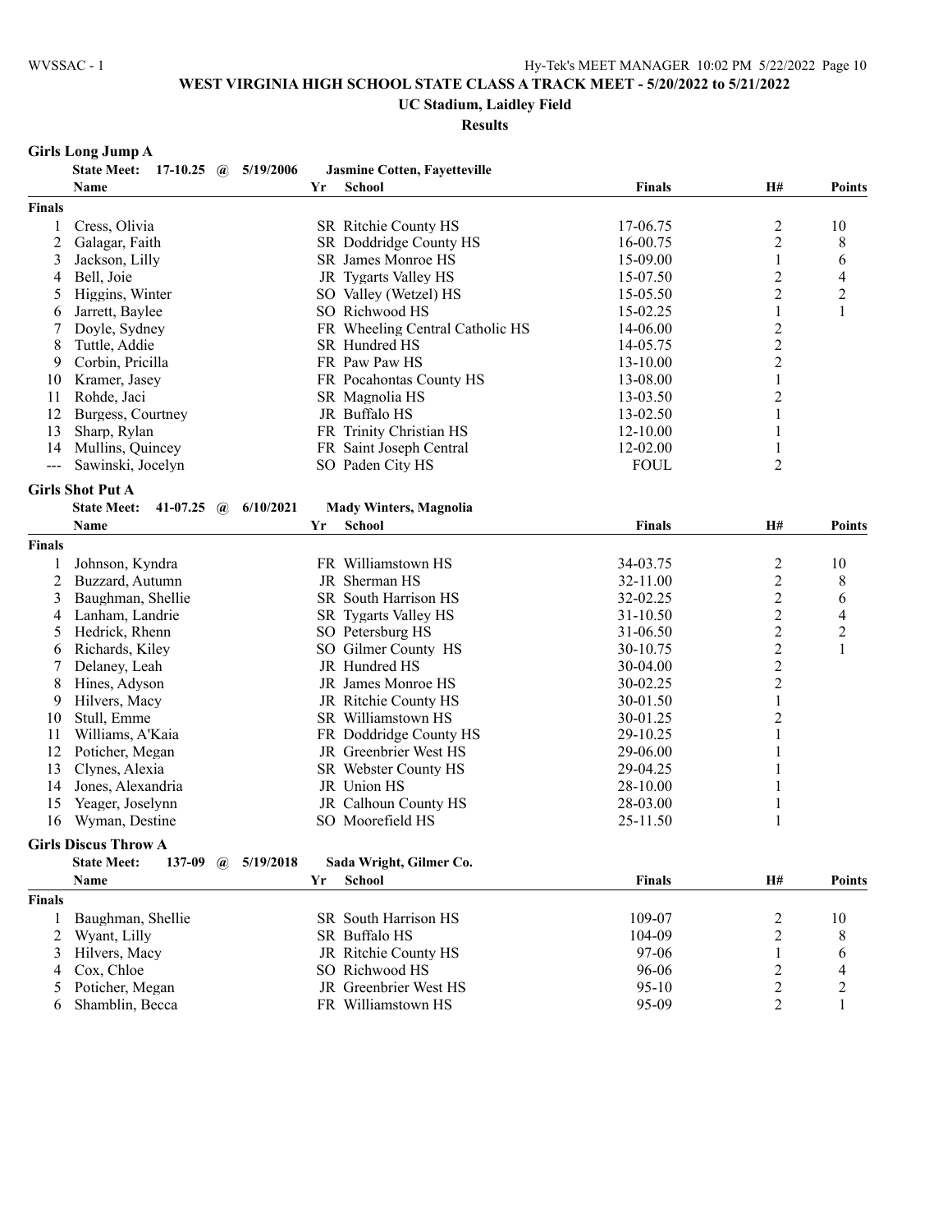# WEST VIRGINIA HIGH SCHOOL STATE CLASS A TRACK MEET - 5/20/2022 to 5/21/2022

## UC Stadium, Laidley Field

### Results

**Girls Long Jump A**

State Meet: 17-10.25 @ 5/19/2006 Jasmine Cotten, Fayetteville

| | Name | Yr | School | Finals | H# | Points |
|---|---|---|---|---|---|---|
| **Finals** | | | | | | |
| 1 | Cress, Olivia | SR | Ritchie County HS | 17-06.75 | 2 | 10 |
| 2 | Galagar, Faith | SR | Doddridge County HS | 16-00.75 | 2 | 8 |
| 3 | Jackson, Lilly | SR | James Monroe HS | 15-09.00 | 1 | 6 |
| 4 | Bell, Joie | JR | Tygarts Valley HS | 15-07.50 | 2 | 4 |
| 5 | Higgins, Winter | SO | Valley (Wetzel) HS | 15-05.50 | 2 | 2 |
| 6 | Jarrett, Baylee | SO | Richwood HS | 15-02.25 | 1 | 1 |
| 7 | Doyle, Sydney | FR | Wheeling Central Catholic HS | 14-06.00 | 2 | |
| 8 | Tuttle, Addie | SR | Hundred HS | 14-05.75 | 2 | |
| 9 | Corbin, Pricilla | FR | Paw Paw HS | 13-10.00 | 2 | |
| 10 | Kramer, Jasey | FR | Pocahontas County HS | 13-08.00 | 1 | |
| 11 | Rohde, Jaci | SR | Magnolia HS | 13-03.50 | 2 | |
| 12 | Burgess, Courtney | JR | Buffalo HS | 13-02.50 | 1 | |
| 13 | Sharp, Rylan | FR | Trinity Christian HS | 12-10.00 | 1 | |
| 14 | Mullins, Quincey | FR | Saint Joseph Central | 12-02.00 | 1 | |
| --- | Sawinski, Jocelyn | SO | Paden City HS | FOUL | 2 | |

**Girls Shot Put A**

State Meet: 41-07.25 @ 6/10/2021 Mady Winters, Magnolia

| | Name | Yr | School | Finals | H# | Points |
|---|---|---|---|---|---|---|
| **Finals** | | | | | | |
| 1 | Johnson, Kyndra | FR | Williamstown HS | 34-03.75 | 2 | 10 |
| 2 | Buzzard, Autumn | JR | Sherman HS | 32-11.00 | 2 | 8 |
| 3 | Baughman, Shellie | SR | South Harrison HS | 32-02.25 | 2 | 6 |
| 4 | Lanham, Landrie | SR | Tygarts Valley HS | 31-10.50 | 2 | 4 |
| 5 | Hedrick, Rhenn | SO | Petersburg HS | 31-06.50 | 2 | 2 |
| 6 | Richards, Kiley | SO | Gilmer County HS | 30-10.75 | 2 | 1 |
| 7 | Delaney, Leah | JR | Hundred HS | 30-04.00 | 2 | |
| 8 | Hines, Adyson | JR | James Monroe HS | 30-02.25 | 2 | |
| 9 | Hilvers, Macy | JR | Ritchie County HS | 30-01.50 | 1 | |
| 10 | Stull, Emme | SR | Williamstown HS | 30-01.25 | 2 | |
| 11 | Williams, A'Kaia | FR | Doddridge County HS | 29-10.25 | 1 | |
| 12 | Poticher, Megan | JR | Greenbrier West HS | 29-06.00 | 1 | |
| 13 | Clynes, Alexia | SR | Webster County HS | 29-04.25 | 1 | |
| 14 | Jones, Alexandria | JR | Union HS | 28-10.00 | 1 | |
| 15 | Yeager, Joselynn | JR | Calhoun County HS | 28-03.00 | 1 | |
| 16 | Wyman, Destine | SO | Moorefield HS | 25-11.50 | 1 | |

**Girls Discus Throw A**

State Meet: 137-09 @ 5/19/2018 Sada Wright, Gilmer Co.

| | Name | Yr | School | Finals | H# | Points |
|---|---|---|---|---|---|---|
| **Finals** | | | | | | |
| 1 | Baughman, Shellie | SR | South Harrison HS | 109-07 | 2 | 10 |
| 2 | Wyant, Lilly | SR | Buffalo HS | 104-09 | 2 | 8 |
| 3 | Hilvers, Macy | JR | Ritchie County HS | 97-06 | 1 | 6 |
| 4 | Cox, Chloe | SO | Richwood HS | 96-06 | 2 | 4 |
| 5 | Poticher, Megan | JR | Greenbrier West HS | 95-10 | 2 | 2 |
| 6 | Shamblin, Becca | FR | Williamstown HS | 95-09 | 2 | 1 |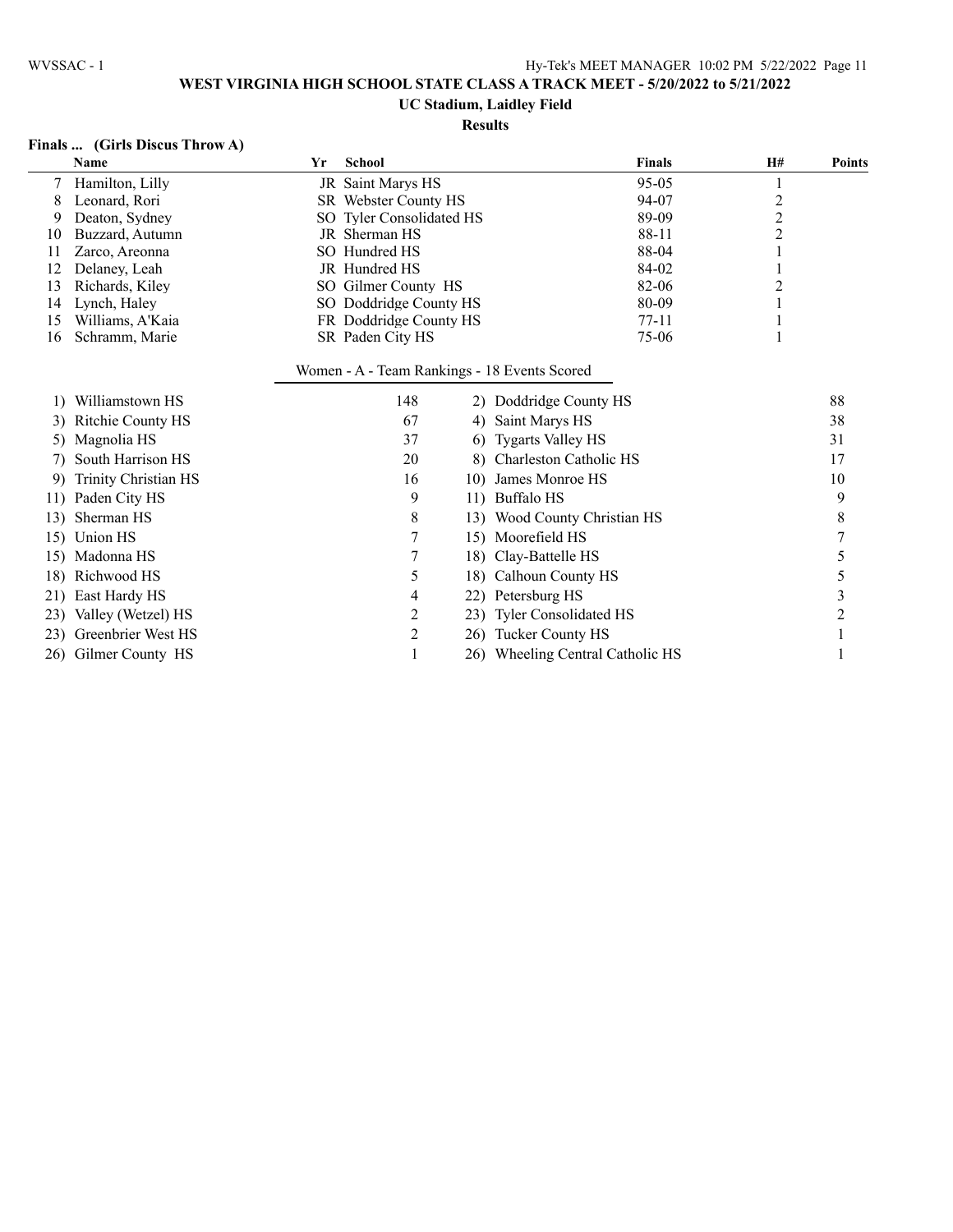# WEST VIRGINIA HIGH SCHOOL STATE CLASS A TRACK MEET - 5/20/2022 to 5/21/2022

## UC Stadium, Laidley Field

### Results

**Finals ... (Girls Discus Throw A)**

| | Name | Yr | School | Finals | H# | Points |
|---|---|---|---|---|---|---|
| 7 | Hamilton, Lilly | JR | Saint Marys HS | 95-05 | 1 | |
| 8 | Leonard, Rori | SR | Webster County HS | 94-07 | 2 | |
| 9 | Deaton, Sydney | SO | Tyler Consolidated HS | 89-09 | 2 | |
| 10 | Buzzard, Autumn | JR | Sherman HS | 88-11 | 2 | |
| 11 | Zarco, Areonna | SO | Hundred HS | 88-04 | 1 | |
| 12 | Delaney, Leah | JR | Hundred HS | 84-02 | 1 | |
| 13 | Richards, Kiley | SO | Gilmer County HS | 82-06 | 2 | |
| 14 | Lynch, Haley | SO | Doddridge County HS | 80-09 | 1 | |
| 15 | Williams, A'Kaia | FR | Doddridge County HS | 77-11 | 1 | |
| 16 | Schramm, Marie | SR | Paden City HS | 75-06 | 1 | |

**Women - A - Team Rankings - 18 Events Scored**

| | | | | | |
|---|---|---|---|---|---|
| 1) | Williamstown HS | 148 | 2) | Doddridge County HS | 88 |
| 3) | Ritchie County HS | 67 | 4) | Saint Marys HS | 38 |
| 5) | Magnolia HS | 37 | 6) | Tygarts Valley HS | 31 |
| 7) | South Harrison HS | 20 | 8) | Charleston Catholic HS | 17 |
| 9) | Trinity Christian HS | 16 | 10) | James Monroe HS | 10 |
| 11) | Paden City HS | 9 | 11) | Buffalo HS | 9 |
| 13) | Sherman HS | 8 | 13) | Wood County Christian HS | 8 |
| 15) | Union HS | 7 | 15) | Moorefield HS | 7 |
| 15) | Madonna HS | 7 | 18) | Clay-Battelle HS | 5 |
| 18) | Richwood HS | 5 | 18) | Calhoun County HS | 5 |
| 21) | East Hardy HS | 4 | 22) | Petersburg HS | 3 |
| 23) | Valley (Wetzel) HS | 2 | 23) | Tyler Consolidated HS | 2 |
| 23) | Greenbrier West HS | 2 | 26) | Tucker County HS | 1 |
| 26) | Gilmer County HS | 1 | 26) | Wheeling Central Catholic HS | 1 |